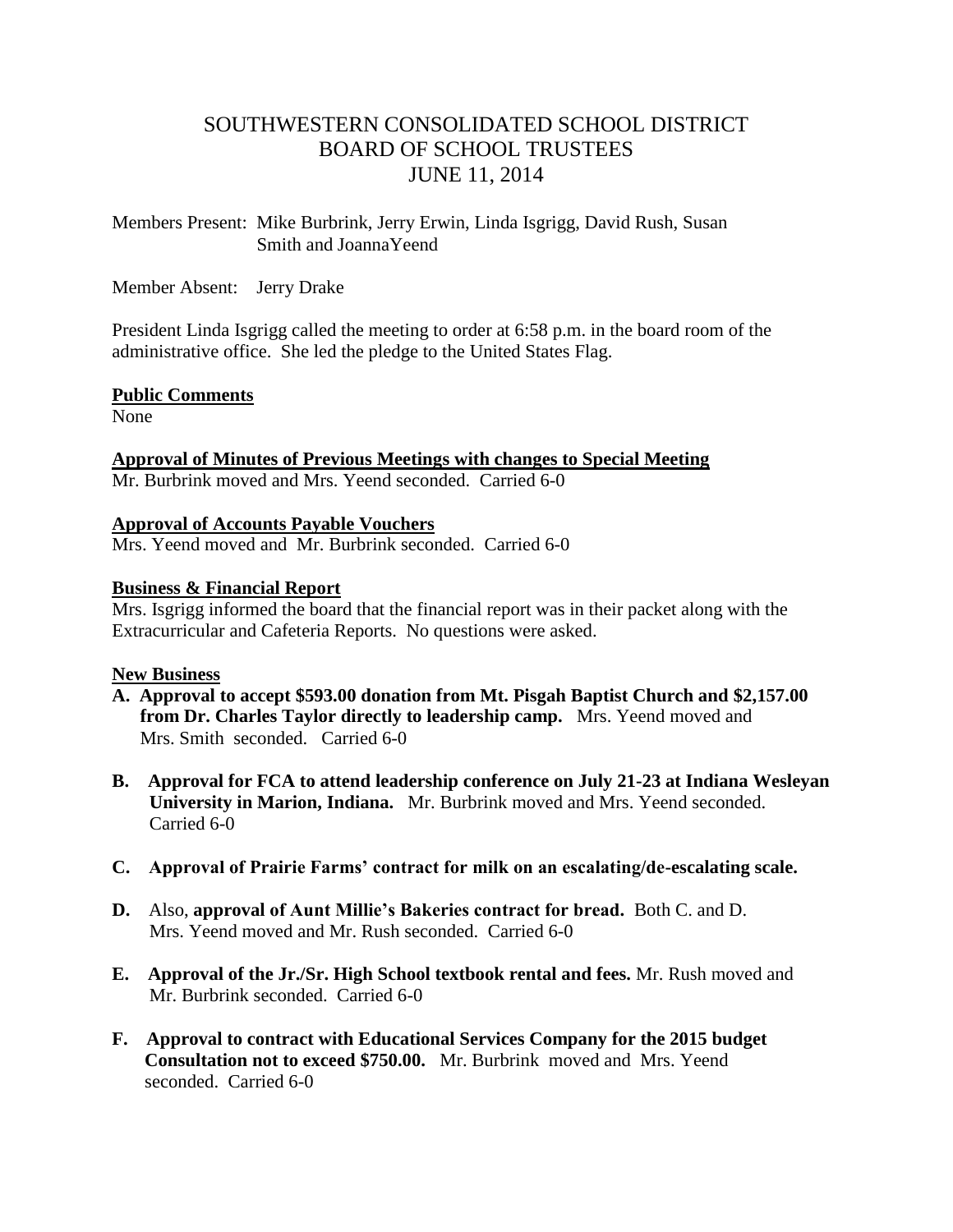# SOUTHWESTERN CONSOLIDATED SCHOOL DISTRICT
## BOARD OF SCHOOL TRUSTEES
## JUNE 11, 2014

Members Present: Mike Burbrink, Jerry Erwin, Linda Isgrigg, David Rush, Susan Smith and JoannaYeend

Member Absent: Jerry Drake

President Linda Isgrigg called the meeting to order at 6:58 p.m. in the board room of the administrative office. She led the pledge to the United States Flag.

**Public Comments**

None

**Approval of Minutes of Previous Meetings with changes to Special Meeting**

Mr. Burbrink moved and Mrs. Yeend seconded. Carried 6-0

**Approval of Accounts Payable Vouchers**

Mrs. Yeend moved and Mr. Burbrink seconded. Carried 6-0

**Business & Financial Report**

Mrs. Isgrigg informed the board that the financial report was in their packet along with the Extracurricular and Cafeteria Reports. No questions were asked.

**New Business**

**A. Approval to accept $593.00 donation from Mt. Pisgah Baptist Church and $2,157.00 from Dr. Charles Taylor directly to leadership camp.** Mrs. Yeend moved and Mrs. Smith seconded. Carried 6-0

**B. Approval for FCA to attend leadership conference on July 21-23 at Indiana Wesleyan University in Marion, Indiana.** Mr. Burbrink moved and Mrs. Yeend seconded. Carried 6-0

**C. Approval of Prairie Farms' contract for milk on an escalating/de-escalating scale.**

**D.** Also, **approval of Aunt Millie's Bakeries contract for bread.** Both C. and D. Mrs. Yeend moved and Mr. Rush seconded. Carried 6-0

**E. Approval of the Jr./Sr. High School textbook rental and fees.** Mr. Rush moved and Mr. Burbrink seconded. Carried 6-0

**F. Approval to contract with Educational Services Company for the 2015 budget Consultation not to exceed $750.00.** Mr. Burbrink moved and Mrs. Yeend seconded. Carried 6-0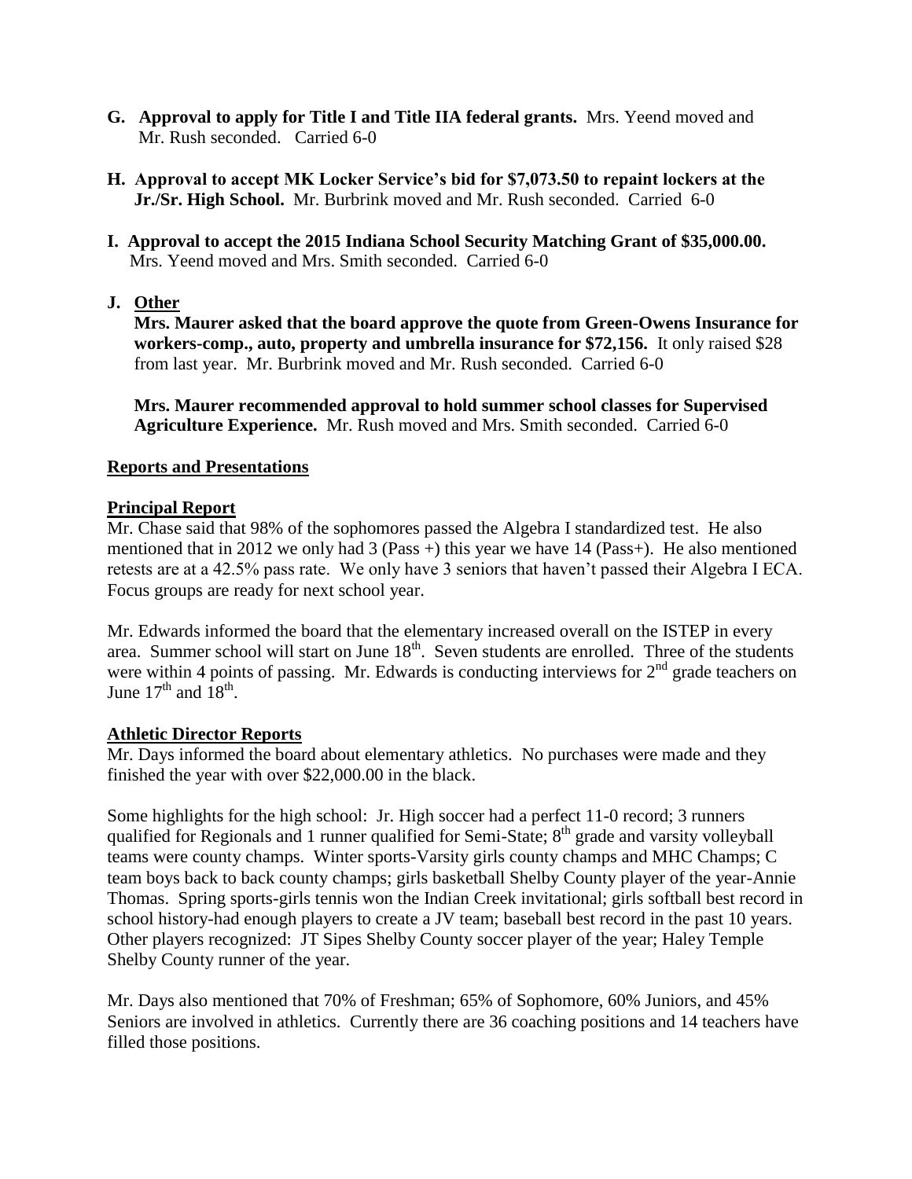**G. Approval to apply for Title I and Title IIA federal grants.** Mrs. Yeend moved and Mr. Rush seconded. Carried 6-0

**H. Approval to accept MK Locker Service's bid for $7,073.50 to repaint lockers at the Jr./Sr. High School.** Mr. Burbrink moved and Mr. Rush seconded. Carried 6-0

**I. Approval to accept the 2015 Indiana School Security Matching Grant of $35,000.00.** Mrs. Yeend moved and Mrs. Smith seconded. Carried 6-0

**J. Other**

**Mrs. Maurer asked that the board approve the quote from Green-Owens Insurance for workers-comp., auto, property and umbrella insurance for $72,156.** It only raised $28 from last year. Mr. Burbrink moved and Mr. Rush seconded. Carried 6-0

**Mrs. Maurer recommended approval to hold summer school classes for Supervised Agriculture Experience.** Mr. Rush moved and Mrs. Smith seconded. Carried 6-0

## Reports and Presentations

### Principal Report

Mr. Chase said that 98% of the sophomores passed the Algebra I standardized test. He also mentioned that in 2012 we only had 3 (Pass +) this year we have 14 (Pass+). He also mentioned retests are at a 42.5% pass rate. We only have 3 seniors that haven't passed their Algebra I ECA. Focus groups are ready for next school year.

Mr. Edwards informed the board that the elementary increased overall on the ISTEP in every area. Summer school will start on June 18th. Seven students are enrolled. Three of the students were within 4 points of passing. Mr. Edwards is conducting interviews for 2nd grade teachers on June 17th and 18th.

### Athletic Director Reports

Mr. Days informed the board about elementary athletics. No purchases were made and they finished the year with over $22,000.00 in the black.

Some highlights for the high school: Jr. High soccer had a perfect 11-0 record; 3 runners qualified for Regionals and 1 runner qualified for Semi-State; 8th grade and varsity volleyball teams were county champs. Winter sports-Varsity girls county champs and MHC Champs; C team boys back to back county champs; girls basketball Shelby County player of the year-Annie Thomas. Spring sports-girls tennis won the Indian Creek invitational; girls softball best record in school history-had enough players to create a JV team; baseball best record in the past 10 years. Other players recognized: JT Sipes Shelby County soccer player of the year; Haley Temple Shelby County runner of the year.

Mr. Days also mentioned that 70% of Freshman; 65% of Sophomore, 60% Juniors, and 45% Seniors are involved in athletics. Currently there are 36 coaching positions and 14 teachers have filled those positions.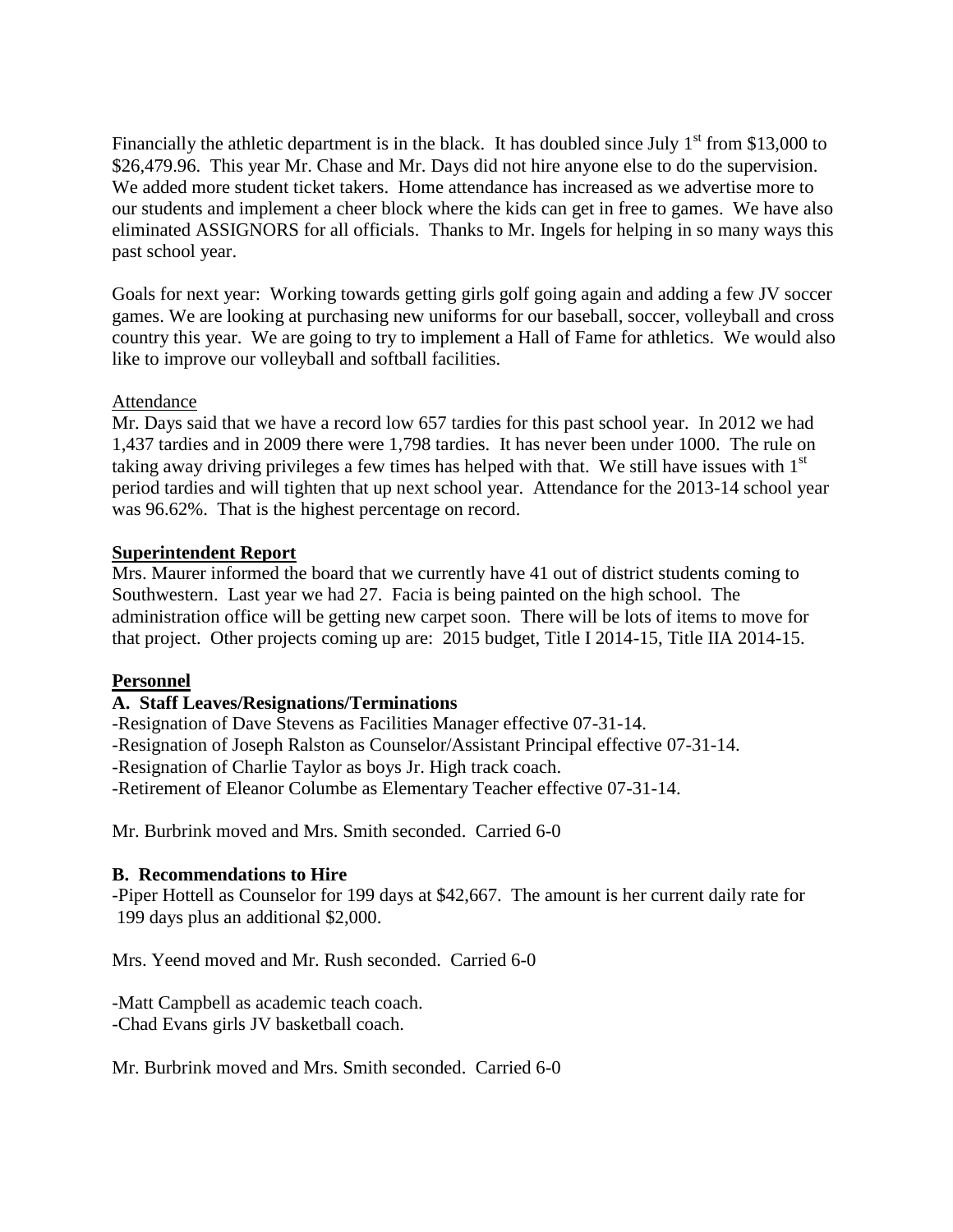Financially the athletic department is in the black. It has doubled since July 1st from $13,000 to $26,479.96. This year Mr. Chase and Mr. Days did not hire anyone else to do the supervision. We added more student ticket takers. Home attendance has increased as we advertise more to our students and implement a cheer block where the kids can get in free to games. We have also eliminated ASSIGNORS for all officials. Thanks to Mr. Ingels for helping in so many ways this past school year.

Goals for next year: Working towards getting girls golf going again and adding a few JV soccer games. We are looking at purchasing new uniforms for our baseball, soccer, volleyball and cross country this year. We are going to try to implement a Hall of Fame for athletics. We would also like to improve our volleyball and softball facilities.

Attendance

Mr. Days said that we have a record low 657 tardies for this past school year. In 2012 we had 1,437 tardies and in 2009 there were 1,798 tardies. It has never been under 1000. The rule on taking away driving privileges a few times has helped with that. We still have issues with 1st period tardies and will tighten that up next school year. Attendance for the 2013-14 school year was 96.62%. That is the highest percentage on record.

**Superintendent Report**

Mrs. Maurer informed the board that we currently have 41 out of district students coming to Southwestern. Last year we had 27. Facia is being painted on the high school. The administration office will be getting new carpet soon. There will be lots of items to move for that project. Other projects coming up are: 2015 budget, Title I 2014-15, Title IIA 2014-15.

**Personnel**

**A. Staff Leaves/Resignations/Terminations**

-Resignation of Dave Stevens as Facilities Manager effective 07-31-14.
-Resignation of Joseph Ralston as Counselor/Assistant Principal effective 07-31-14.
-Resignation of Charlie Taylor as boys Jr. High track coach.
-Retirement of Eleanor Columbe as Elementary Teacher effective 07-31-14.

Mr. Burbrink moved and Mrs. Smith seconded. Carried 6-0

**B. Recommendations to Hire**

-Piper Hottell as Counselor for 199 days at $42,667. The amount is her current daily rate for 199 days plus an additional $2,000.

Mrs. Yeend moved and Mr. Rush seconded. Carried 6-0

-Matt Campbell as academic teach coach.
-Chad Evans girls JV basketball coach.

Mr. Burbrink moved and Mrs. Smith seconded. Carried 6-0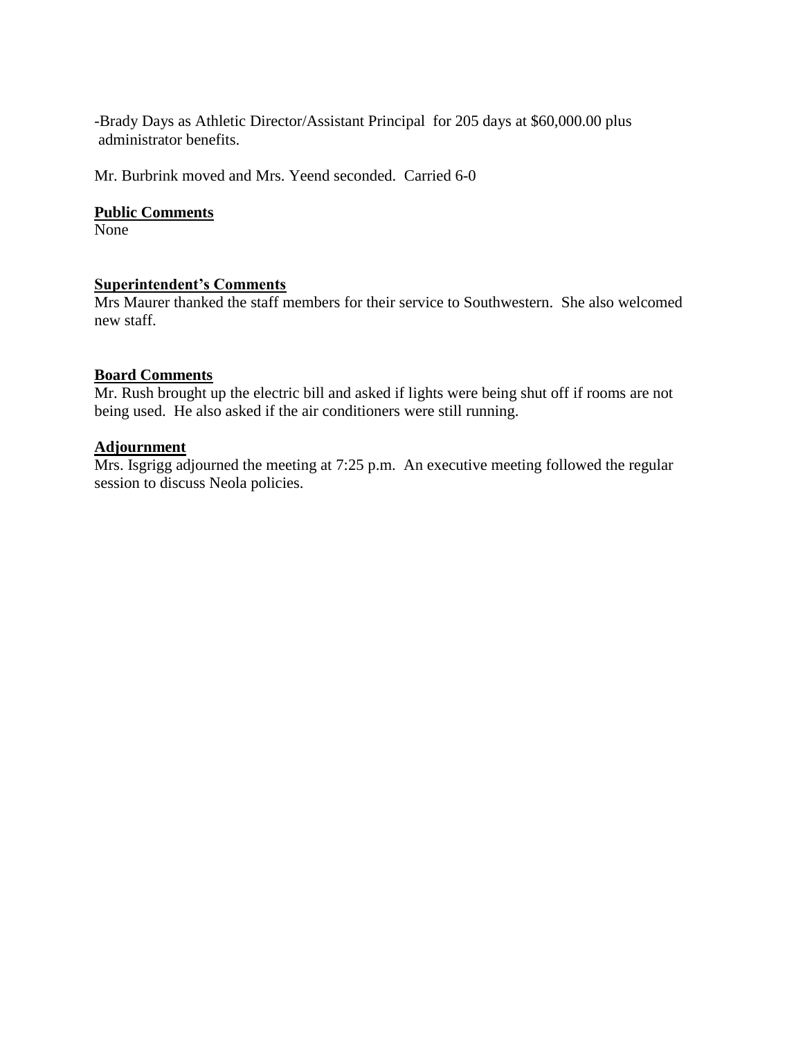-Brady Days as Athletic Director/Assistant Principal for 205 days at $60,000.00 plus administrator benefits.

Mr. Burbrink moved and Mrs. Yeend seconded. Carried 6-0

**Public Comments**

None

**Superintendent's Comments**

Mrs Maurer thanked the staff members for their service to Southwestern. She also welcomed new staff.

**Board Comments**

Mr. Rush brought up the electric bill and asked if lights were being shut off if rooms are not being used. He also asked if the air conditioners were still running.

**Adjournment**

Mrs. Isgrigg adjourned the meeting at 7:25 p.m. An executive meeting followed the regular session to discuss Neola policies.